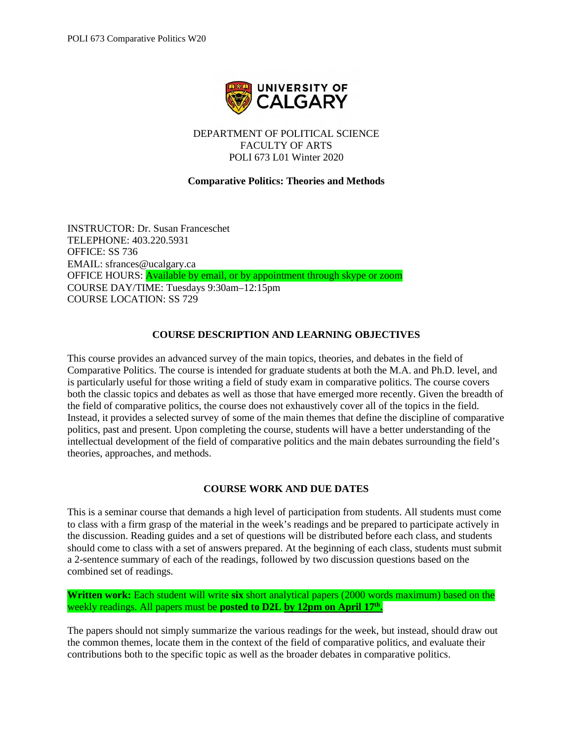DEPARTMENT OF POLITICAL SCIENCE
FACULTY OF ARTS
POLI 673 L01 Winter 2020

**Comparative Politics: Theories and Methods**

INSTRUCTOR: Dr. Susan Franceschet
TELEPHONE: 403.220.5931
OFFICE: SS 736
EMAIL: sfrances@ucalgary.ca
OFFICE HOURS: Available by email, or by appointment through skype or zoom
COURSE DAY/TIME: Tuesdays 9:30am–12:15pm
COURSE LOCATION: SS 729

## COURSE DESCRIPTION AND LEARNING OBJECTIVES

This course provides an advanced survey of the main topics, theories, and debates in the field of Comparative Politics. The course is intended for graduate students at both the M.A. and Ph.D. level, and is particularly useful for those writing a field of study exam in comparative politics. The course covers both the classic topics and debates as well as those that have emerged more recently. Given the breadth of the field of comparative politics, the course does not exhaustively cover all of the topics in the field. Instead, it provides a selected survey of some of the main themes that define the discipline of comparative politics, past and present. Upon completing the course, students will have a better understanding of the intellectual development of the field of comparative politics and the main debates surrounding the field's theories, approaches, and methods.

## COURSE WORK AND DUE DATES

This is a seminar course that demands a high level of participation from students. All students must come to class with a firm grasp of the material in the week's readings and be prepared to participate actively in the discussion. Reading guides and a set of questions will be distributed before each class, and students should come to class with a set of answers prepared. At the beginning of each class, students must submit a 2-sentence summary of each of the readings, followed by two discussion questions based on the combined set of readings.

**Written work:** Each student will write **six** short analytical papers (2000 words maximum) based on the weekly readings. All papers must be **posted to D2L by 12pm on April 17th.**

The papers should not simply summarize the various readings for the week, but instead, should draw out the common themes, locate them in the context of the field of comparative politics, and evaluate their contributions both to the specific topic as well as the broader debates in comparative politics.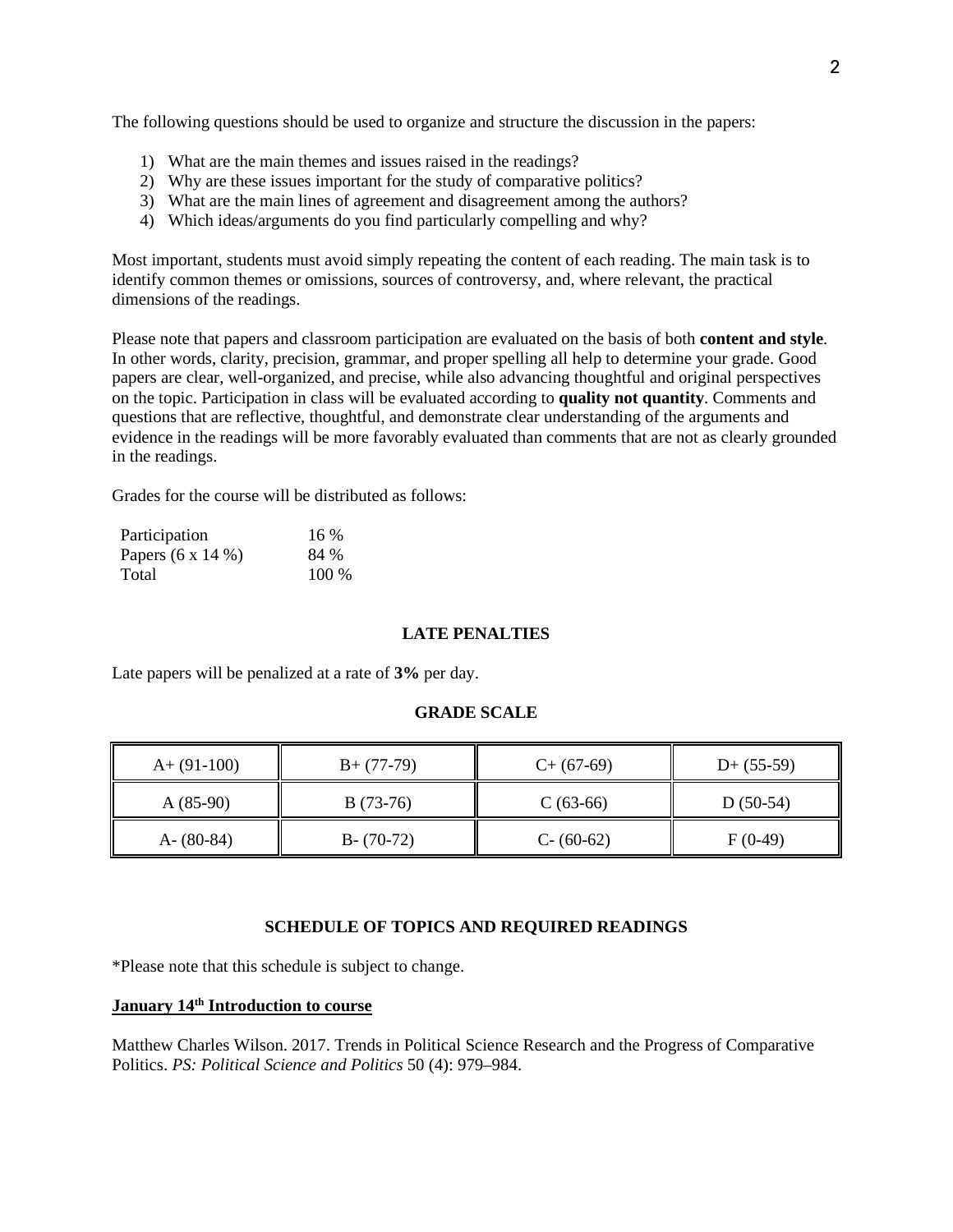The following questions should be used to organize and structure the discussion in the papers:

1) What are the main themes and issues raised in the readings?
2) Why are these issues important for the study of comparative politics?
3) What are the main lines of agreement and disagreement among the authors?
4) Which ideas/arguments do you find particularly compelling and why?

Most important, students must avoid simply repeating the content of each reading. The main task is to identify common themes or omissions, sources of controversy, and, where relevant, the practical dimensions of the readings.

Please note that papers and classroom participation are evaluated on the basis of both **content and style**. In other words, clarity, precision, grammar, and proper spelling all help to determine your grade. Good papers are clear, well-organized, and precise, while also advancing thoughtful and original perspectives on the topic. Participation in class will be evaluated according to **quality not quantity**. Comments and questions that are reflective, thoughtful, and demonstrate clear understanding of the arguments and evidence in the readings will be more favorably evaluated than comments that are not as clearly grounded in the readings.

Grades for the course will be distributed as follows:

| | |
|---|---|
| Participation | 16 % |
| Papers (6 x 14 %) | 84 % |
| Total | 100 % |

### LATE PENALTIES

Late papers will be penalized at a rate of **3%** per day.

### GRADE SCALE

| | | | |
|---|---|---|---|
| A+ (91-100) | B+ (77-79) | C+ (67-69) | D+ (55-59) |
| A (85-90) | B (73-76) | C (63-66) | D (50-54) |
| A- (80-84) | B- (70-72) | C- (60-62) | F (0-49) |

### SCHEDULE OF TOPICS AND REQUIRED READINGS

*Please note that this schedule is subject to change.

**January 14th Introduction to course**

Matthew Charles Wilson. 2017. Trends in Political Science Research and the Progress of Comparative Politics. *PS: Political Science and Politics* 50 (4): 979–984.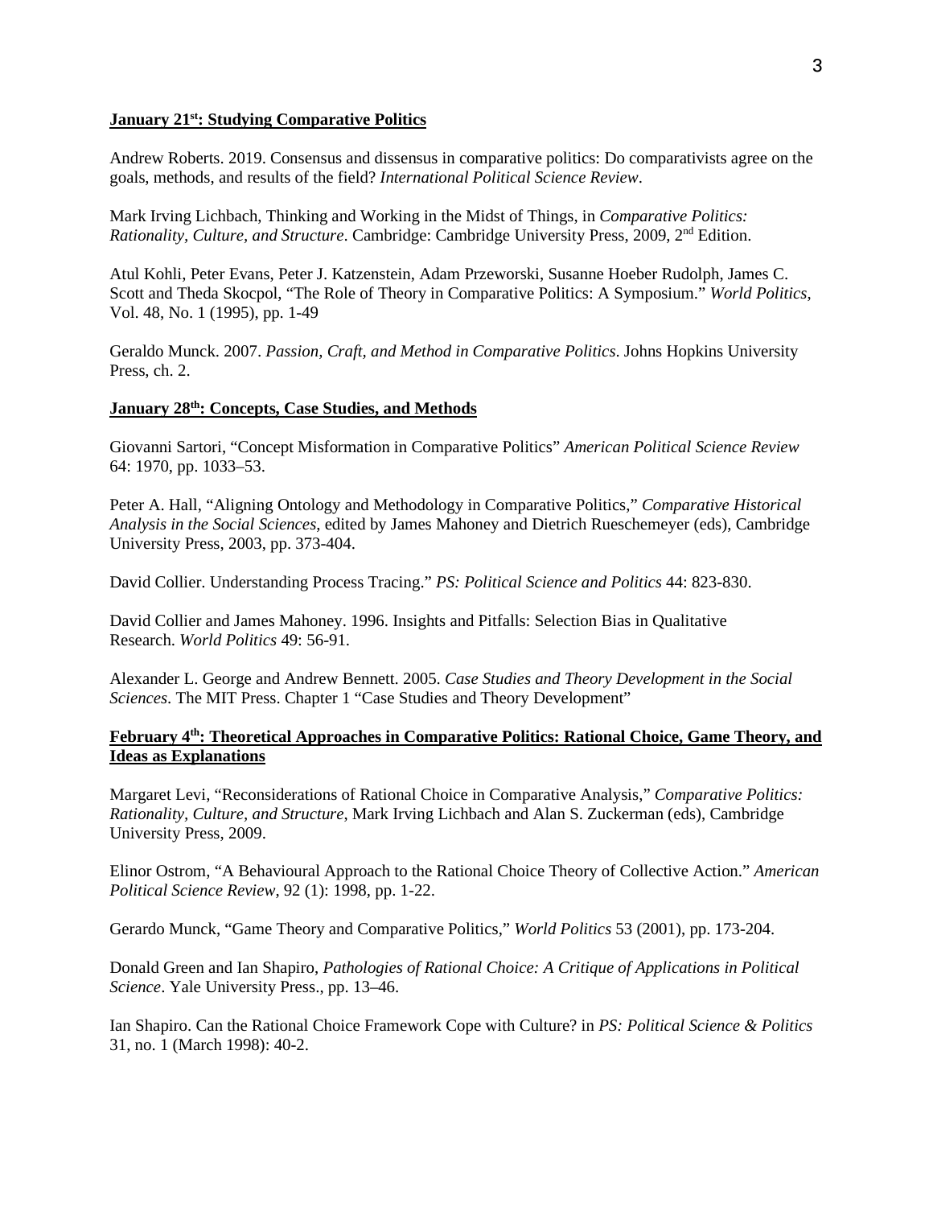**<u>January 21st: Studying Comparative Politics</u>**

Andrew Roberts. 2019. Consensus and dissensus in comparative politics: Do comparativists agree on the goals, methods, and results of the field? *International Political Science Review*.

Mark Irving Lichbach, Thinking and Working in the Midst of Things, in *Comparative Politics: Rationality, Culture, and Structure*. Cambridge: Cambridge University Press, 2009, 2nd Edition.

Atul Kohli, Peter Evans, Peter J. Katzenstein, Adam Przeworski, Susanne Hoeber Rudolph, James C. Scott and Theda Skocpol, "The Role of Theory in Comparative Politics: A Symposium." *World Politics*, Vol. 48, No. 1 (1995), pp. 1-49

Geraldo Munck. 2007. *Passion, Craft, and Method in Comparative Politics*. Johns Hopkins University Press, ch. 2.

**<u>January 28th: Concepts, Case Studies, and Methods</u>**

Giovanni Sartori, "Concept Misformation in Comparative Politics" *American Political Science Review* 64: 1970, pp. 1033–53.

Peter A. Hall, "Aligning Ontology and Methodology in Comparative Politics," *Comparative Historical Analysis in the Social Sciences*, edited by James Mahoney and Dietrich Rueschemeyer (eds), Cambridge University Press, 2003, pp. 373-404.

David Collier. Understanding Process Tracing." *PS: Political Science and Politics* 44: 823-830.

David Collier and James Mahoney. 1996. Insights and Pitfalls: Selection Bias in Qualitative Research. *World Politics* 49: 56-91.

Alexander L. George and Andrew Bennett. 2005. *Case Studies and Theory Development in the Social Sciences*. The MIT Press. Chapter 1 "Case Studies and Theory Development"

**<u>February 4th: Theoretical Approaches in Comparative Politics: Rational Choice, Game Theory, and Ideas as Explanations</u>**

Margaret Levi, "Reconsiderations of Rational Choice in Comparative Analysis," *Comparative Politics: Rationality, Culture, and Structure*, Mark Irving Lichbach and Alan S. Zuckerman (eds), Cambridge University Press, 2009.

Elinor Ostrom, "A Behavioural Approach to the Rational Choice Theory of Collective Action." *American Political Science Review*, 92 (1): 1998, pp. 1-22.

Gerardo Munck, "Game Theory and Comparative Politics," *World Politics* 53 (2001), pp. 173-204.

Donald Green and Ian Shapiro, *Pathologies of Rational Choice: A Critique of Applications in Political Science*. Yale University Press., pp. 13–46.

Ian Shapiro. Can the Rational Choice Framework Cope with Culture? in *PS: Political Science & Politics* 31, no. 1 (March 1998): 40-2.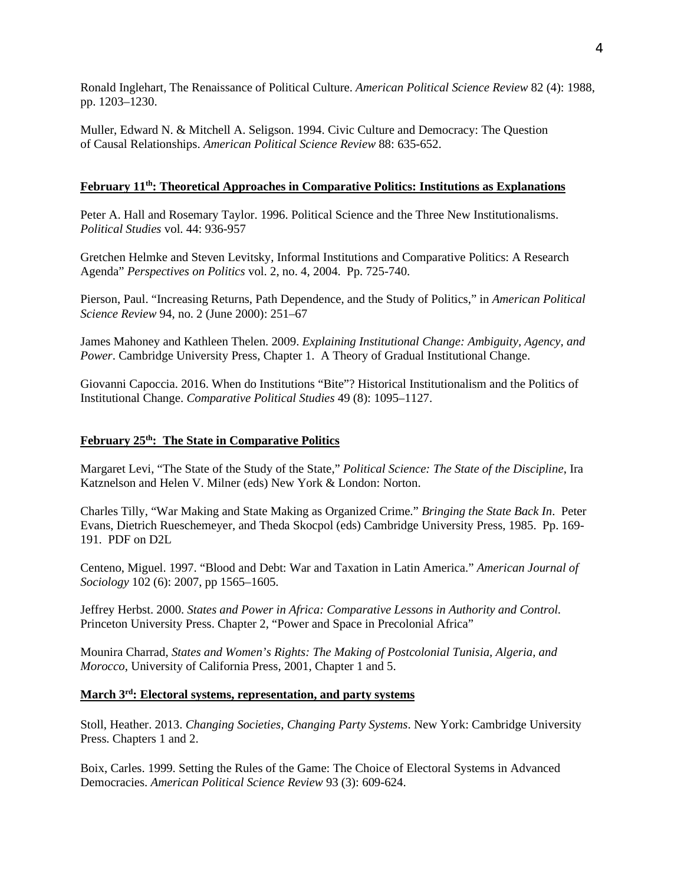Ronald Inglehart, The Renaissance of Political Culture. *American Political Science Review* 82 (4): 1988, pp. 1203–1230.

Muller, Edward N. & Mitchell A. Seligson. 1994. Civic Culture and Democracy: The Question of Causal Relationships. *American Political Science Review* 88: 635-652.

## February 11th: Theoretical Approaches in Comparative Politics: Institutions as Explanations

Peter A. Hall and Rosemary Taylor. 1996. Political Science and the Three New Institutionalisms. *Political Studies* vol. 44: 936-957

Gretchen Helmke and Steven Levitsky, Informal Institutions and Comparative Politics: A Research Agenda" *Perspectives on Politics* vol. 2, no. 4, 2004. Pp. 725-740.

Pierson, Paul. "Increasing Returns, Path Dependence, and the Study of Politics," in *American Political Science Review* 94, no. 2 (June 2000): 251–67

James Mahoney and Kathleen Thelen. 2009. *Explaining Institutional Change: Ambiguity, Agency, and Power*. Cambridge University Press, Chapter 1. A Theory of Gradual Institutional Change.

Giovanni Capoccia. 2016. When do Institutions "Bite"? Historical Institutionalism and the Politics of Institutional Change. *Comparative Political Studies* 49 (8): 1095–1127.

## February 25th: The State in Comparative Politics

Margaret Levi, "The State of the Study of the State," *Political Science: The State of the Discipline*, Ira Katznelson and Helen V. Milner (eds) New York & London: Norton.

Charles Tilly, "War Making and State Making as Organized Crime." *Bringing the State Back In*. Peter Evans, Dietrich Rueschemeyer, and Theda Skocpol (eds) Cambridge University Press, 1985. Pp. 169-191. PDF on D2L

Centeno, Miguel. 1997. "Blood and Debt: War and Taxation in Latin America." *American Journal of Sociology* 102 (6): 2007, pp 1565–1605.

Jeffrey Herbst. 2000. *States and Power in Africa: Comparative Lessons in Authority and Control.* Princeton University Press. Chapter 2, "Power and Space in Precolonial Africa"

Mounira Charrad, *States and Women's Rights: The Making of Postcolonial Tunisia, Algeria, and Morocco*, University of California Press, 2001, Chapter 1 and 5.

## March 3rd: Electoral systems, representation, and party systems

Stoll, Heather. 2013. *Changing Societies, Changing Party Systems*. New York: Cambridge University Press. Chapters 1 and 2.

Boix, Carles. 1999. Setting the Rules of the Game: The Choice of Electoral Systems in Advanced Democracies. *American Political Science Review* 93 (3): 609-624.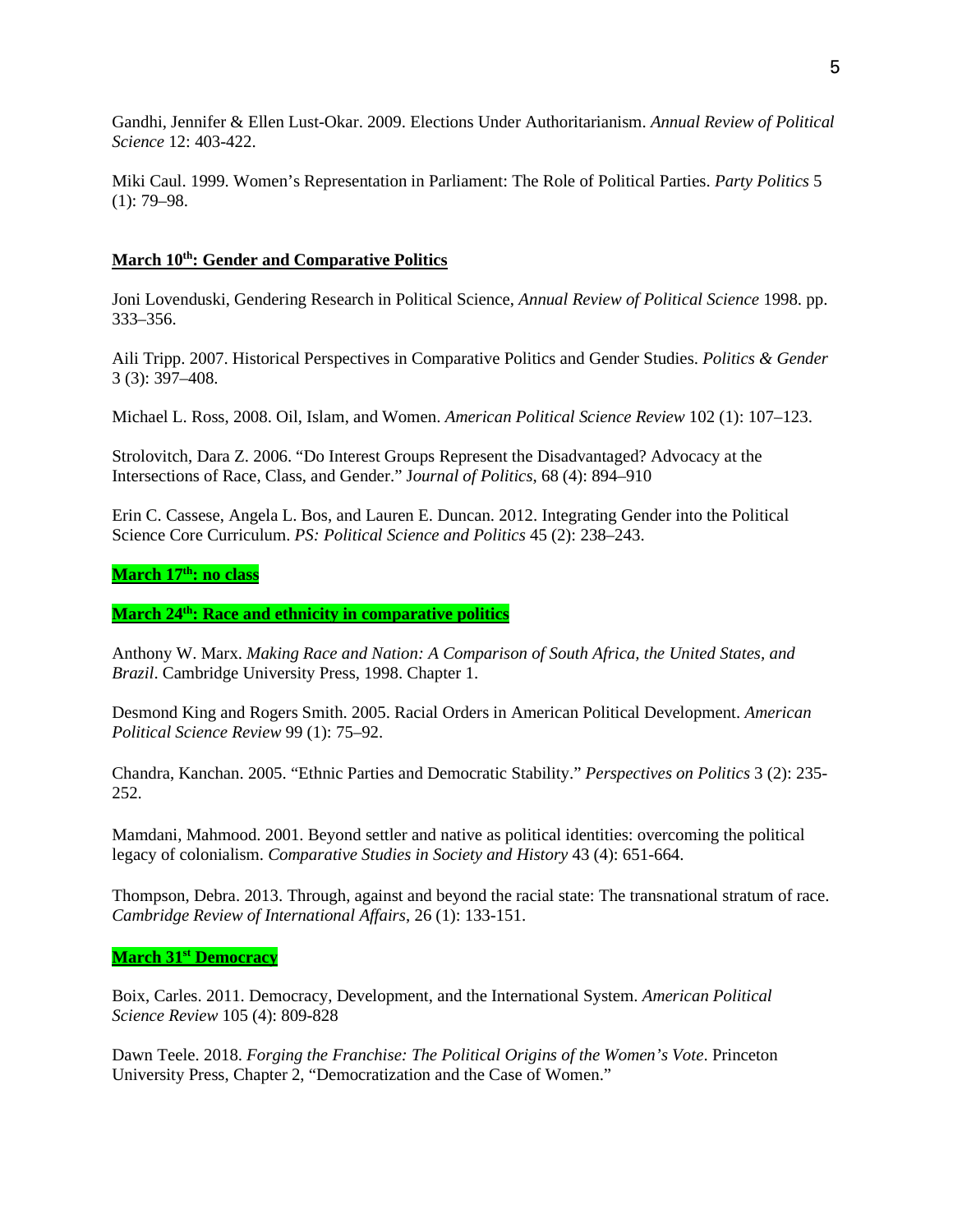Gandhi, Jennifer & Ellen Lust-Okar. 2009. Elections Under Authoritarianism. *Annual Review of Political Science* 12: 403-422.

Miki Caul. 1999. Women's Representation in Parliament: The Role of Political Parties. *Party Politics* 5 (1): 79–98.

**March 10th: Gender and Comparative Politics**

Joni Lovenduski, Gendering Research in Political Science, *Annual Review of Political Science* 1998. pp. 333–356.

Aili Tripp. 2007. Historical Perspectives in Comparative Politics and Gender Studies. *Politics & Gender* 3 (3): 397–408.

Michael L. Ross, 2008. Oil, Islam, and Women. *American Political Science Review* 102 (1): 107–123.

Strolovitch, Dara Z. 2006. "Do Interest Groups Represent the Disadvantaged? Advocacy at the Intersections of Race, Class, and Gender." J*ournal of Politics*, 68 (4): 894–910

Erin C. Cassese, Angela L. Bos, and Lauren E. Duncan. 2012. Integrating Gender into the Political Science Core Curriculum. *PS: Political Science and Politics* 45 (2): 238–243.

**March 17th: no class**

**March 24th: Race and ethnicity in comparative politics**

Anthony W. Marx. *Making Race and Nation: A Comparison of South Africa, the United States, and Brazil*. Cambridge University Press, 1998. Chapter 1.

Desmond King and Rogers Smith. 2005. Racial Orders in American Political Development. *American Political Science Review* 99 (1): 75–92.

Chandra, Kanchan. 2005. "Ethnic Parties and Democratic Stability." *Perspectives on Politics* 3 (2): 235-252.

Mamdani, Mahmood. 2001. Beyond settler and native as political identities: overcoming the political legacy of colonialism. *Comparative Studies in Society and History* 43 (4): 651-664.

Thompson, Debra. 2013. Through, against and beyond the racial state: The transnational stratum of race. *Cambridge Review of International Affairs*, 26 (1): 133-151.

**March 31st Democracy**

Boix, Carles. 2011. Democracy, Development, and the International System. *American Political Science Review* 105 (4): 809-828

Dawn Teele. 2018. *Forging the Franchise: The Political Origins of the Women's Vote*. Princeton University Press, Chapter 2, "Democratization and the Case of Women."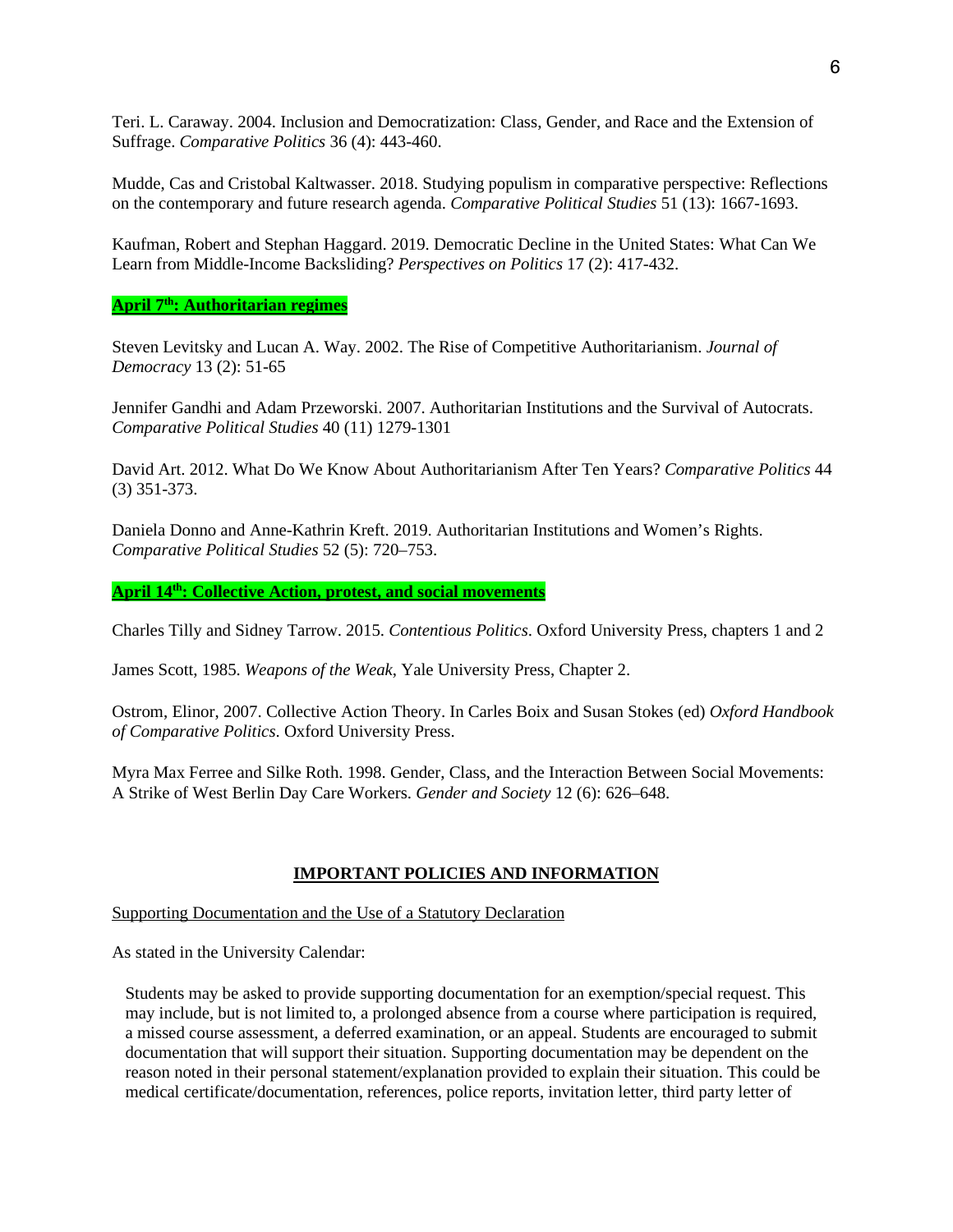Teri. L. Caraway. 2004. Inclusion and Democratization: Class, Gender, and Race and the Extension of Suffrage. *Comparative Politics* 36 (4): 443-460.

Mudde, Cas and Cristobal Kaltwasser. 2018. Studying populism in comparative perspective: Reflections on the contemporary and future research agenda. *Comparative Political Studies* 51 (13): 1667-1693.

Kaufman, Robert and Stephan Haggard. 2019. Democratic Decline in the United States: What Can We Learn from Middle-Income Backsliding? *Perspectives on Politics* 17 (2): 417-432.

**April 7th: Authoritarian regimes**

Steven Levitsky and Lucan A. Way. 2002. The Rise of Competitive Authoritarianism. *Journal of Democracy* 13 (2): 51-65

Jennifer Gandhi and Adam Przeworski. 2007. Authoritarian Institutions and the Survival of Autocrats. *Comparative Political Studies* 40 (11) 1279-1301

David Art. 2012. What Do We Know About Authoritarianism After Ten Years? *Comparative Politics* 44 (3) 351-373.

Daniela Donno and Anne-Kathrin Kreft. 2019. Authoritarian Institutions and Women's Rights. *Comparative Political Studies* 52 (5): 720–753.

**April 14th: Collective Action, protest, and social movements**

Charles Tilly and Sidney Tarrow. 2015. *Contentious Politics*. Oxford University Press, chapters 1 and 2

James Scott, 1985. *Weapons of the Weak*, Yale University Press, Chapter 2.

Ostrom, Elinor, 2007. Collective Action Theory. In Carles Boix and Susan Stokes (ed) *Oxford Handbook of Comparative Politics*. Oxford University Press.

Myra Max Ferree and Silke Roth. 1998. Gender, Class, and the Interaction Between Social Movements: A Strike of West Berlin Day Care Workers. *Gender and Society* 12 (6): 626–648.

## IMPORTANT POLICIES AND INFORMATION

Supporting Documentation and the Use of a Statutory Declaration

As stated in the University Calendar:

> Students may be asked to provide supporting documentation for an exemption/special request. This may include, but is not limited to, a prolonged absence from a course where participation is required, a missed course assessment, a deferred examination, or an appeal. Students are encouraged to submit documentation that will support their situation. Supporting documentation may be dependent on the reason noted in their personal statement/explanation provided to explain their situation. This could be medical certificate/documentation, references, police reports, invitation letter, third party letter of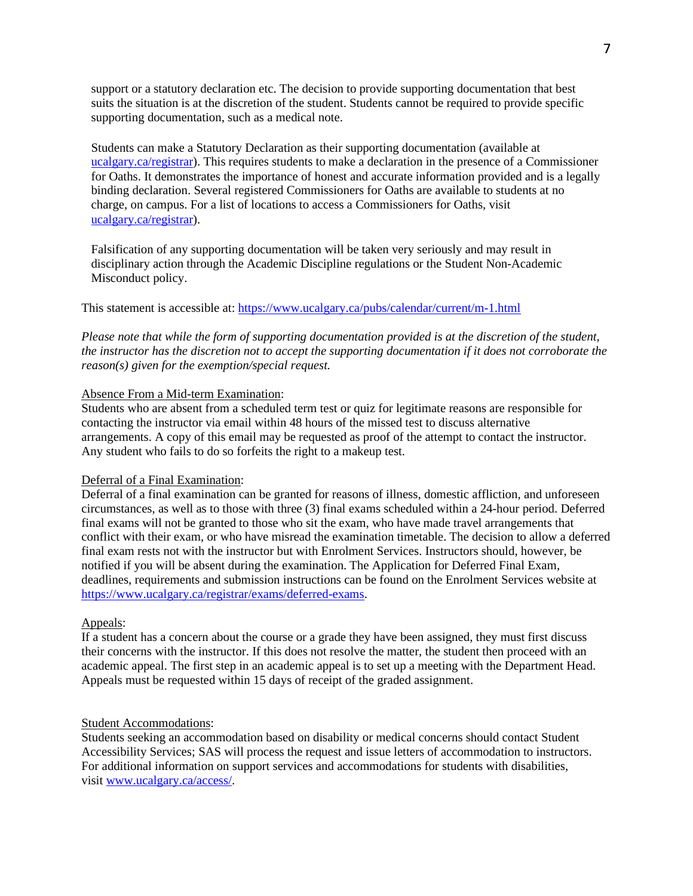support or a statutory declaration etc. The decision to provide supporting documentation that best suits the situation is at the discretion of the student. Students cannot be required to provide specific supporting documentation, such as a medical note.

Students can make a Statutory Declaration as their supporting documentation (available at [ucalgary.ca/registrar](ucalgary.ca/registrar)). This requires students to make a declaration in the presence of a Commissioner for Oaths. It demonstrates the importance of honest and accurate information provided and is a legally binding declaration. Several registered Commissioners for Oaths are available to students at no charge, on campus. For a list of locations to access a Commissioners for Oaths, visit [ucalgary.ca/registrar](ucalgary.ca/registrar)).

Falsification of any supporting documentation will be taken very seriously and may result in disciplinary action through the Academic Discipline regulations or the Student Non-Academic Misconduct policy.

This statement is accessible at: https://www.ucalgary.ca/pubs/calendar/current/m-1.html

*Please note that while the form of supporting documentation provided is at the discretion of the student, the instructor has the discretion not to accept the supporting documentation if it does not corroborate the reason(s) given for the exemption/special request.*

<u>Absence From a Mid-term Examination</u>:
Students who are absent from a scheduled term test or quiz for legitimate reasons are responsible for contacting the instructor via email within 48 hours of the missed test to discuss alternative arrangements. A copy of this email may be requested as proof of the attempt to contact the instructor. Any student who fails to do so forfeits the right to a makeup test.

<u>Deferral of a Final Examination</u>:
Deferral of a final examination can be granted for reasons of illness, domestic affliction, and unforeseen circumstances, as well as to those with three (3) final exams scheduled within a 24-hour period. Deferred final exams will not be granted to those who sit the exam, who have made travel arrangements that conflict with their exam, or who have misread the examination timetable. The decision to allow a deferred final exam rests not with the instructor but with Enrolment Services. Instructors should, however, be notified if you will be absent during the examination. The Application for Deferred Final Exam, deadlines, requirements and submission instructions can be found on the Enrolment Services website at https://www.ucalgary.ca/registrar/exams/deferred-exams.

<u>Appeals</u>:
If a student has a concern about the course or a grade they have been assigned, they must first discuss their concerns with the instructor. If this does not resolve the matter, the student then proceed with an academic appeal. The first step in an academic appeal is to set up a meeting with the Department Head. Appeals must be requested within 15 days of receipt of the graded assignment.

<u>Student Accommodations</u>:
Students seeking an accommodation based on disability or medical concerns should contact Student Accessibility Services; SAS will process the request and issue letters of accommodation to instructors. For additional information on support services and accommodations for students with disabilities, visit [www.ucalgary.ca/access/](www.ucalgary.ca/access/).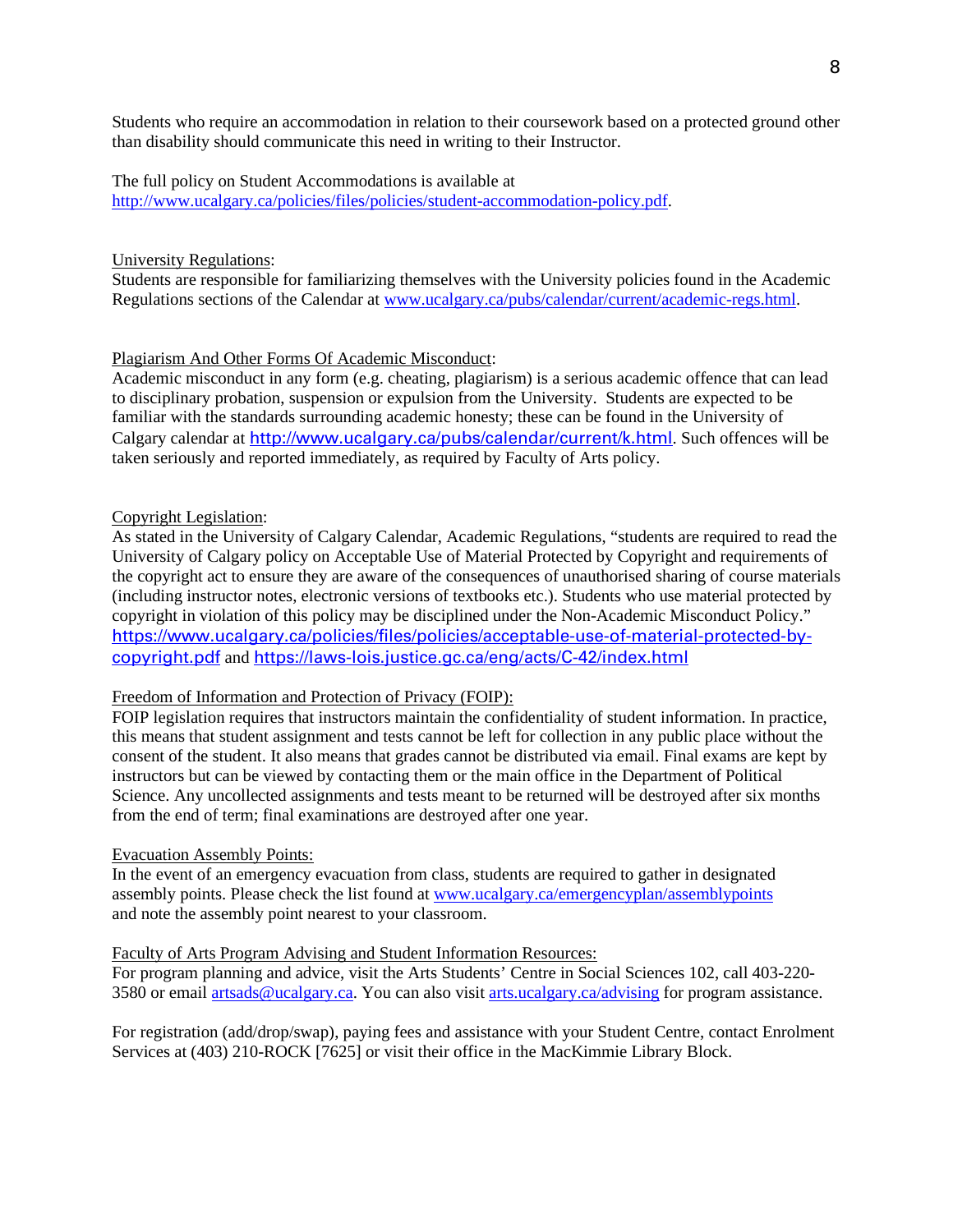Students who require an accommodation in relation to their coursework based on a protected ground other than disability should communicate this need in writing to their Instructor.

The full policy on Student Accommodations is available at http://www.ucalgary.ca/policies/files/policies/student-accommodation-policy.pdf.

University Regulations:

Students are responsible for familiarizing themselves with the University policies found in the Academic Regulations sections of the Calendar at www.ucalgary.ca/pubs/calendar/current/academic-regs.html.

Plagiarism And Other Forms Of Academic Misconduct:

Academic misconduct in any form (e.g. cheating, plagiarism) is a serious academic offence that can lead to disciplinary probation, suspension or expulsion from the University. Students are expected to be familiar with the standards surrounding academic honesty; these can be found in the University of Calgary calendar at http://www.ucalgary.ca/pubs/calendar/current/k.html. Such offences will be taken seriously and reported immediately, as required by Faculty of Arts policy.

Copyright Legislation:

As stated in the University of Calgary Calendar, Academic Regulations, "students are required to read the University of Calgary policy on Acceptable Use of Material Protected by Copyright and requirements of the copyright act to ensure they are aware of the consequences of unauthorised sharing of course materials (including instructor notes, electronic versions of textbooks etc.). Students who use material protected by copyright in violation of this policy may be disciplined under the Non-Academic Misconduct Policy." https://www.ucalgary.ca/policies/files/policies/acceptable-use-of-material-protected-by-copyright.pdf and https://laws-lois.justice.gc.ca/eng/acts/C-42/index.html

Freedom of Information and Protection of Privacy (FOIP):

FOIP legislation requires that instructors maintain the confidentiality of student information. In practice, this means that student assignment and tests cannot be left for collection in any public place without the consent of the student. It also means that grades cannot be distributed via email. Final exams are kept by instructors but can be viewed by contacting them or the main office in the Department of Political Science. Any uncollected assignments and tests meant to be returned will be destroyed after six months from the end of term; final examinations are destroyed after one year.

Evacuation Assembly Points:

In the event of an emergency evacuation from class, students are required to gather in designated assembly points. Please check the list found at www.ucalgary.ca/emergencyplan/assemblypoints and note the assembly point nearest to your classroom.

Faculty of Arts Program Advising and Student Information Resources:

For program planning and advice, visit the Arts Students' Centre in Social Sciences 102, call 403-220-3580 or email artsads@ucalgary.ca. You can also visit arts.ucalgary.ca/advising for program assistance.

For registration (add/drop/swap), paying fees and assistance with your Student Centre, contact Enrolment Services at (403) 210-ROCK [7625] or visit their office in the MacKimmie Library Block.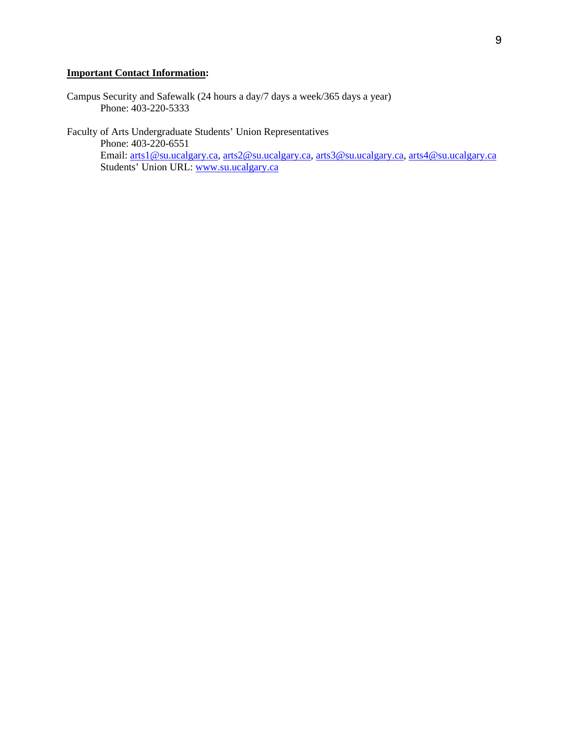**Important Contact Information:**

Campus Security and Safewalk (24 hours a day/7 days a week/365 days a year)
Phone: 403-220-5333

Faculty of Arts Undergraduate Students' Union Representatives
Phone: 403-220-6551
Email: arts1@su.ucalgary.ca, arts2@su.ucalgary.ca, arts3@su.ucalgary.ca, arts4@su.ucalgary.ca
Students' Union URL: www.su.ucalgary.ca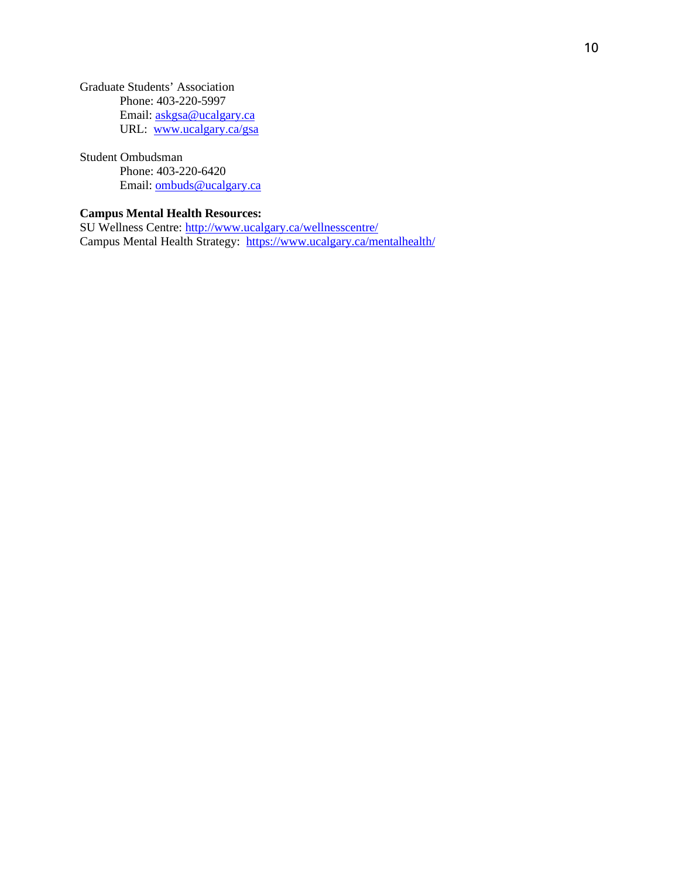Graduate Students' Association
  Phone: 403-220-5997
  Email: askgsa@ucalgary.ca
  URL: www.ucalgary.ca/gsa

Student Ombudsman
  Phone: 403-220-6420
  Email: ombuds@ucalgary.ca

**Campus Mental Health Resources:**
SU Wellness Centre: http://www.ucalgary.ca/wellnesscentre/
Campus Mental Health Strategy: https://www.ucalgary.ca/mentalhealth/